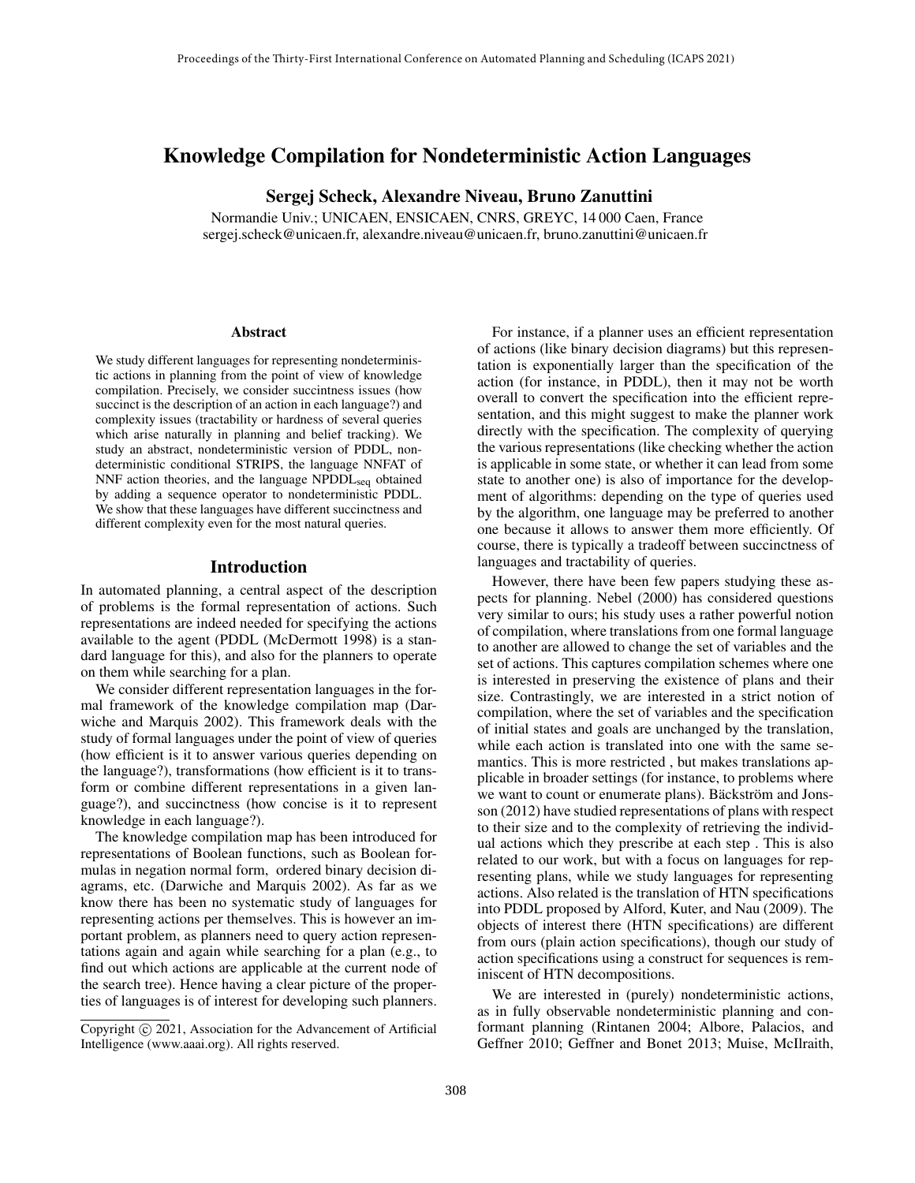# Knowledge Compilation for Nondeterministic Action Languages

**Sergej Scheck, Alexandre Niveau, Bruno Zanuttini**

Normandie Univ.; UNICAEN, ENSICAEN, CNRS, GREYC, 14 000 Caen, France
sergej.scheck@unicaen.fr, alexandre.niveau@unicaen.fr, bruno.zanuttini@unicaen.fr

### Abstract

We study different languages for representing nondeterministic actions in planning from the point of view of knowledge compilation. Precisely, we consider succinctness issues (how succinct is the description of an action in each language?) and complexity issues (tractability or hardness of several queries which arise naturally in planning and belief tracking). We study an abstract, nondeterministic version of PDDL, nondeterministic conditional STRIPS, the language NNFAT of NNF action theories, and the language $\text{NPDDL}_{\text{seq}}$ obtained by adding a sequence operator to nondeterministic PDDL. We show that these languages have different succinctness and different complexity even for the most natural queries.

## Introduction

In automated planning, a central aspect of the description of problems is the formal representation of actions. Such representations are indeed needed for specifying the actions available to the agent (PDDL (McDermott 1998) is a standard language for this), and also for the planners to operate on them while searching for a plan.

We consider different representation languages in the formal framework of the knowledge compilation map (Darwiche and Marquis 2002). This framework deals with the study of formal languages under the point of view of queries (how efficient is it to answer various queries depending on the language?), transformations (how efficient is it to transform or combine different representations in a given language?), and succinctness (how concise is it to represent knowledge in each language?).

The knowledge compilation map has been introduced for representations of Boolean functions, such as Boolean formulas in negation normal form, ordered binary decision diagrams, etc. (Darwiche and Marquis 2002). As far as we know there has been no systematic study of languages for representing actions per themselves. This is however an important problem, as planners need to query action representations again and again while searching for a plan (e.g., to find out which actions are applicable at the current node of the search tree). Hence having a clear picture of the properties of languages is of interest for developing such planners.

For instance, if a planner uses an efficient representation of actions (like binary decision diagrams) but this representation is exponentially larger than the specification of the action (for instance, in PDDL), then it may not be worth overall to convert the specification into the efficient representation, and this might suggest to make the planner work directly with the specification. The complexity of querying the various representations (like checking whether the action is applicable in some state, or whether it can lead from some state to another one) is also of importance for the development of algorithms: depending on the type of queries used by the algorithm, one language may be preferred to another one because it allows to answer them more efficiently. Of course, there is typically a tradeoff between succinctness of languages and tractability of queries.

However, there have been few papers studying these aspects for planning. Nebel (2000) has considered questions very similar to ours; his study uses a rather powerful notion of compilation, where translations from one formal language to another are allowed to change the set of variables and the set of actions. This captures compilation schemes where one is interested in preserving the existence of plans and their size. Contrastingly, we are interested in a strict notion of compilation, where the set of variables and the specification of initial states and goals are unchanged by the translation, while each action is translated into one with the same semantics. This is more restricted , but makes translations applicable in broader settings (for instance, to problems where we want to count or enumerate plans). Bäckström and Jonsson (2012) have studied representations of plans with respect to their size and to the complexity of retrieving the individual actions which they prescribe at each step . This is also related to our work, but with a focus on languages for representing plans, while we study languages for representing actions. Also related is the translation of HTN specifications into PDDL proposed by Alford, Kuter, and Nau (2009). The objects of interest there (HTN specifications) are different from ours (plain action specifications), though our study of action specifications using a construct for sequences is reminiscent of HTN decompositions.

We are interested in (purely) nondeterministic actions, as in fully observable nondeterministic planning and conformant planning (Rintanen 2004; Albore, Palacios, and Geffner 2010; Geffner and Bonet 2013; Muise, McIlraith,

Copyright © 2021, Association for the Advancement of Artificial Intelligence (www.aaai.org). All rights reserved.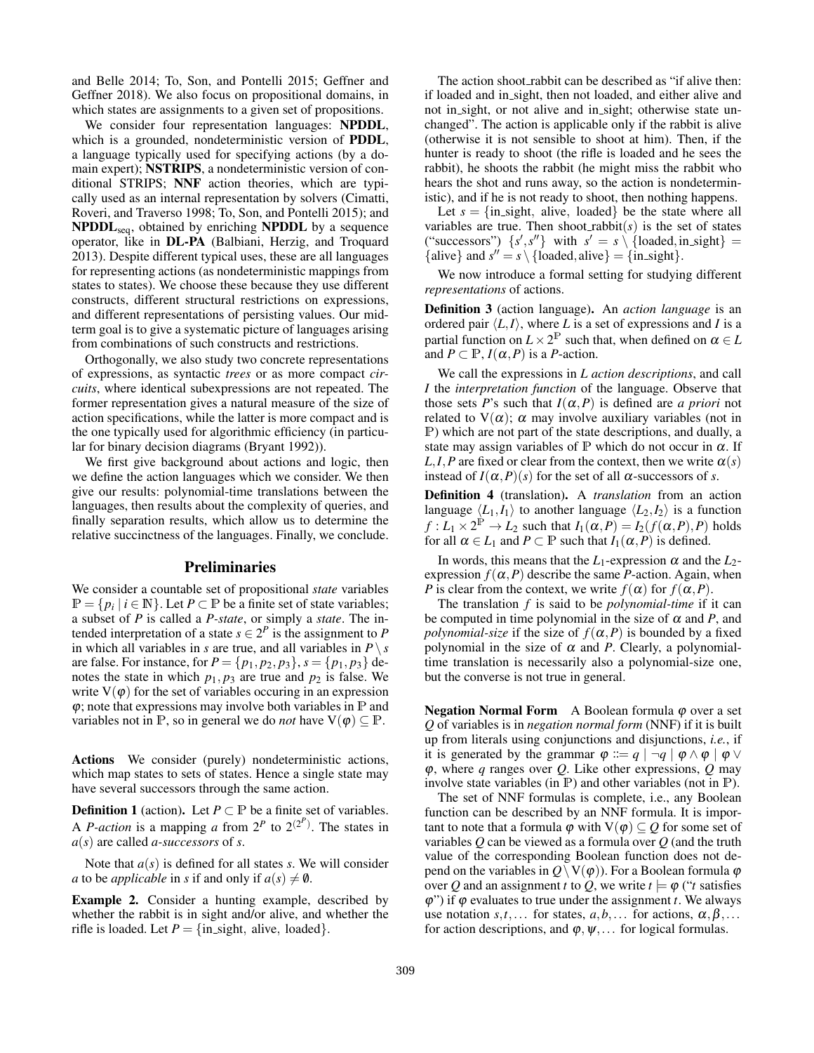and Belle 2014; To, Son, and Pontelli 2015; Geffner and Geffner 2018). We also focus on propositional domains, in which states are assignments to a given set of propositions.

We consider four representation languages: **NPDDL**, which is a grounded, nondeterministic version of **PDDL**, a language typically used for specifying actions (by a domain expert); **NSTRIPS**, a nondeterministic version of conditional STRIPS; **NNF** action theories, which are typically used as an internal representation by solvers (Cimatti, Roveri, and Traverso 1998; To, Son, and Pontelli 2015); and $\mathbf{NPDDL}_{\mathrm{seq}}$, obtained by enriching **NPDDL** by a sequence operator, like in **DL-PA** (Balbiani, Herzig, and Troquard 2013). Despite different typical uses, these are all languages for representing actions (as nondeterministic mappings from states to states). We choose these because they use different constructs, different structural restrictions on expressions, and different representations of persisting values. Our midterm goal is to give a systematic picture of languages arising from combinations of such constructs and restrictions.

Orthogonally, we also study two concrete representations of expressions, as syntactic *trees* or as more compact *circuits*, where identical subexpressions are not repeated. The former representation gives a natural measure of the size of action specifications, while the latter is more compact and is the one typically used for algorithmic efficiency (in particular for binary decision diagrams (Bryant 1992)).

We first give background about actions and logic, then we define the action languages which we consider. We then give our results: polynomial-time translations between the languages, then results about the complexity of queries, and finally separation results, which allow us to determine the relative succinctness of the languages. Finally, we conclude.

## Preliminaries

We consider a countable set of propositional *state* variables $\mathbb{P} = \{p_i \mid i \in \mathbb{N}\}$. Let $P \subset \mathbb{P}$ be a finite set of state variables; a subset of $P$ is called a *P-state*, or simply a *state*. The intended interpretation of a state $s \in 2^P$ is the assignment to $P$ in which all variables in $s$ are true, and all variables in $P \setminus s$ are false. For instance, for $P = \{p_1, p_2, p_3\}$, $s = \{p_1, p_3\}$ denotes the state in which $p_1, p_3$ are true and $p_2$ is false. We write $\mathrm{V}(\varphi)$ for the set of variables occuring in an expression $\varphi$; note that expressions may involve both variables in $\mathbb{P}$ and variables not in $\mathbb{P}$, so in general we do *not* have $\mathrm{V}(\varphi) \subseteq \mathbb{P}$.

**Actions** We consider (purely) nondeterministic actions, which map states to sets of states. Hence a single state may have several successors through the same action.

**Definition 1** (action). Let $P \subset \mathbb{P}$ be a finite set of variables. A *P-action* is a mapping $a$ from $2^P$ to $2^{(2^P)}$. The states in $a(s)$ are called *a-successors* of $s$.

Note that $a(s)$ is defined for all states $s$. We will consider $a$ to be *applicable* in $s$ if and only if $a(s) \neq \emptyset$.

**Example 2.** Consider a hunting example, described by whether the rabbit is in sight and/or alive, and whether the rifle is loaded. Let $P = \{\text{in\_sight, alive, loaded}\}$.

The action shoot_rabbit can be described as "if alive then: if loaded and in_sight, then not loaded, and either alive and not in_sight, or not alive and in_sight; otherwise state unchanged". The action is applicable only if the rabbit is alive (otherwise it is not sensible to shoot at him). Then, if the hunter is ready to shoot (the rifle is loaded and he sees the rabbit), he shoots the rabbit (he might miss the rabbit who hears the shot and runs away, so the action is nondeterministic), and if he is not ready to shoot, then nothing happens.

Let $s = \{\text{in\_sight, alive, loaded}\}$ be the state where all variables are true. Then shoot_rabbit$(s)$ is the set of states ("successors") $\{s', s''\}$ with $s' = s \setminus \{\text{loaded, in\_sight}\} = \{\text{alive}\}$ and $s'' = s \setminus \{\text{loaded, alive}\} = \{\text{in\_sight}\}$.

We now introduce a formal setting for studying different *representations* of actions.

**Definition 3** (action language). An *action language* is an ordered pair $\langle L, I \rangle$, where $L$ is a set of expressions and $I$ is a partial function on $L \times 2^{\mathbb{P}}$ such that, when defined on $\alpha \in L$ and $P \subset \mathbb{P}$, $I(\alpha, P)$ is a $P$-action.

We call the expressions in $L$ *action descriptions*, and call $I$ the *interpretation function* of the language. Observe that those sets $P$'s such that $I(\alpha, P)$ is defined are *a priori* not related to $\mathrm{V}(\alpha)$; $\alpha$ may involve auxiliary variables (not in $\mathbb{P}$) which are not part of the state descriptions, and dually, a state may assign variables of $\mathbb{P}$ which do not occur in $\alpha$. If $L, I, P$ are fixed or clear from the context, then we write $\alpha(s)$ instead of $I(\alpha, P)(s)$ for the set of all $\alpha$-successors of $s$.

**Definition 4** (translation). A *translation* from an action language $\langle L_1, I_1 \rangle$ to another language $\langle L_2, I_2 \rangle$ is a function $f : L_1 \times 2^{\mathbb{P}} \to L_2$ such that $I_1(\alpha, P) = I_2(f(\alpha, P), P)$ holds for all $\alpha \in L_1$ and $P \subset \mathbb{P}$ such that $I_1(\alpha, P)$ is defined.

In words, this means that the $L_1$-expression $\alpha$ and the $L_2$-expression $f(\alpha, P)$ describe the same $P$-action. Again, when $P$ is clear from the context, we write $f(\alpha)$ for $f(\alpha, P)$.

The translation $f$ is said to be *polynomial-time* if it can be computed in time polynomial in the size of $\alpha$ and $P$, and *polynomial-size* if the size of $f(\alpha, P)$ is bounded by a fixed polynomial in the size of $\alpha$ and $P$. Clearly, a polynomial-time translation is necessarily also a polynomial-size one, but the converse is not true in general.

**Negation Normal Form** A Boolean formula $\varphi$ over a set $Q$ of variables is in *negation normal form* (NNF) if it is built up from literals using conjunctions and disjunctions, *i.e.*, if it is generated by the grammar $\varphi ::= q \mid \neg q \mid \varphi \wedge \varphi \mid \varphi \vee \varphi$, where $q$ ranges over $Q$. Like other expressions, $Q$ may involve state variables (in $\mathbb{P}$) and other variables (not in $\mathbb{P}$).

The set of NNF formulas is complete, i.e., any Boolean function can be described by an NNF formula. It is important to note that a formula $\varphi$ with $\mathrm{V}(\varphi) \subseteq Q$ for some set of variables $Q$ can be viewed as a formula over $Q$ (and the truth value of the corresponding Boolean function does not depend on the variables in $Q \setminus \mathrm{V}(\varphi)$). For a Boolean formula $\varphi$ over $Q$ and an assignment $t$ to $Q$, we write $t \models \varphi$ ("$t$ satisfies $\varphi$") if $\varphi$ evaluates to true under the assignment $t$. We always use notation $s, t, \ldots$ for states, $a, b, \ldots$ for actions, $\alpha, \beta, \ldots$ for action descriptions, and $\varphi, \psi, \ldots$ for logical formulas.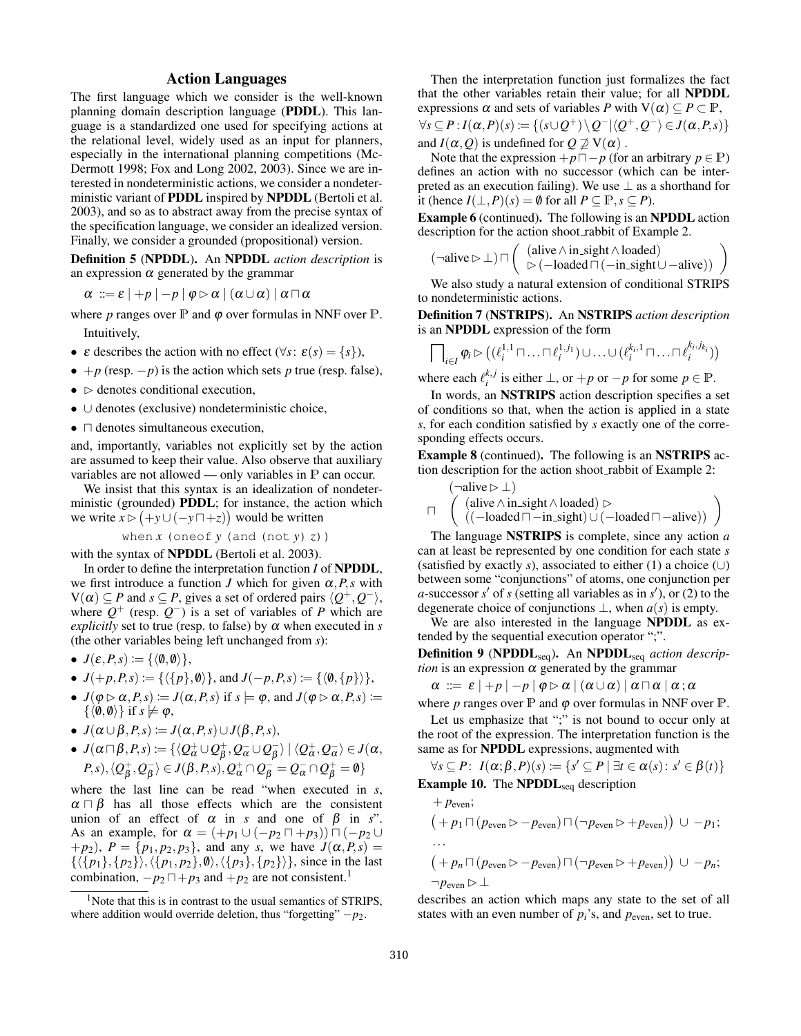## Action Languages

The first language which we consider is the well-known planning domain description language (**PDDL**). This language is a standardized one used for specifying actions at the relational level, widely used as an input for planners, especially in the international planning competitions (McDermott 1998; Fox and Long 2002, 2003). Since we are interested in nondeterministic actions, we consider a nondeterministic variant of **PDDL** inspired by **NPDDL** (Bertoli et al. 2003), and so as to abstract away from the precise syntax of the specification language, we consider an idealized version. Finally, we consider a grounded (propositional) version.

**Definition 5** (**NPDDL**)**.** An **NPDDL** *action description* is an expression $\alpha$ generated by the grammar

$$\alpha \ ::= \varepsilon \mid +p \mid -p \mid \varphi \rhd \alpha \mid (\alpha \cup \alpha) \mid \alpha \sqcap \alpha$$

where $p$ ranges over $\mathbb{P}$ and $\varphi$ over formulas in NNF over $\mathbb{P}$.

Intuitively,

- $\varepsilon$ describes the action with no effect ($\forall s$: $\varepsilon(s) = \{s\}$),
- $+p$ (resp. $-p$) is the action which sets $p$ true (resp. false),
- $\rhd$ denotes conditional execution,
- $\cup$ denotes (exclusive) nondeterministic choice,
- $\sqcap$ denotes simultaneous execution,

and, importantly, variables not explicitly set by the action are assumed to keep their value. Also observe that auxiliary variables are not allowed — only variables in $\mathbb{P}$ can occur.

We insist that this syntax is an idealization of nondeterministic (grounded) **PDDL**; for instance, the action which we write $x \rhd \big(+y \cup (-y \sqcap +z)\big)$ would be written

```
when x (oneof y (and (not y) z))
```

with the syntax of **NPDDL** (Bertoli et al. 2003).

In order to define the interpretation function $I$ of **NPDDL**, we first introduce a function $J$ which for given $\alpha, P, s$ with $\mathrm{V}(\alpha) \subseteq P$ and $s \subseteq P$, gives a set of ordered pairs $\langle Q^+, Q^- \rangle$, where $Q^+$ (resp. $Q^-$) is a set of variables of $P$ which are *explicitly* set to true (resp. to false) by $\alpha$ when executed in $s$ (the other variables being left unchanged from $s$):

- $J(\varepsilon, P, s) := \{\langle \emptyset, \emptyset \rangle\}$,
- $J(+p, P, s) := \{\langle \{p\}, \emptyset \rangle\}$, and $J(-p, P, s) := \{\langle \emptyset, \{p\} \rangle\}$,
- $J(\varphi \rhd \alpha, P, s) := J(\alpha, P, s)$ if $s \models \varphi$, and $J(\varphi \rhd \alpha, P, s) := \{\langle \emptyset, \emptyset \rangle\}$ if $s \not\models \varphi$,
- $J(\alpha \cup \beta, P, s) := J(\alpha, P, s) \cup J(\beta, P, s)$,
- $J(\alpha \sqcap \beta, P, s) := \{\langle Q^+_\alpha \cup Q^+_\beta, Q^-_\alpha \cup Q^-_\beta \rangle \mid \langle Q^+_\alpha, Q^-_\alpha \rangle \in J(\alpha, P, s), \langle Q^+_\beta, Q^-_\beta \rangle \in J(\beta, P, s), Q^+_\alpha \cap Q^-_\beta = Q^-_\alpha \cap Q^+_\beta = \emptyset\}$

where the last line can be read "when executed in $s$, $\alpha \sqcap \beta$ has all those effects which are the consistent union of an effect of $\alpha$ in $s$ and one of $\beta$ in $s$". As an example, for $\alpha = (+p_1 \cup (-p_2 \sqcap +p_3)) \sqcap (-p_2 \cup +p_2)$, $P = \{p_1, p_2, p_3\}$, and any $s$, we have $J(\alpha, P, s) = \{\langle \{p_1\}, \{p_2\} \rangle, \langle \{p_1, p_2\}, \emptyset \rangle, \langle \{p_3\}, \{p_2\} \rangle\}$, since in the last combination, $-p_2 \sqcap +p_3$ and $+p_2$ are not consistent.[1]

Then the interpretation function just formalizes the fact that the other variables retain their value; for all **NPDDL** expressions $\alpha$ and sets of variables $P$ with $\mathrm{V}(\alpha) \subseteq P \subset \mathbb{P}$,

$\forall s \subseteq P : I(\alpha, P)(s) := \{(s \cup Q^+) \setminus Q^- \mid \langle Q^+, Q^- \rangle \in J(\alpha, P, s)\}$

and $I(\alpha, Q)$ is undefined for $Q \not\supseteq \mathrm{V}(\alpha)$ .

Note that the expression $+p \sqcap -p$ (for an arbitrary $p \in \mathbb{P}$) defines an action with no successor (which can be interpreted as an execution failing). We use $\bot$ as a shorthand for it (hence $I(\bot, P)(s) = \emptyset$ for all $P \subseteq \mathbb{P}, s \subseteq P$).

**Example 6** (continued)**.** The following is an **NPDDL** action description for the action shoot_rabbit of Example 2.

$$(\neg\text{alive} \rhd \bot) \sqcap \left( \begin{array}{l} (\text{alive} \wedge \text{in\_sight} \wedge \text{loaded}) \\ \rhd (-\text{loaded} \sqcap (-\text{in\_sight} \cup -\text{alive})) \end{array} \right)$$

We also study a natural extension of conditional STRIPS to nondeterministic actions.

**Definition 7** (**NSTRIPS**)**.** An **NSTRIPS** *action description* is an **NPDDL** expression of the form

$$\bigsqcap_{i \in I} \varphi_i \rhd \big( (\ell_i^{1,1} \sqcap \ldots \sqcap \ell_i^{1,j_1}) \cup \ldots \cup (\ell_i^{k_i,1} \sqcap \ldots \sqcap \ell_i^{k_i,j_{k_i}}) \big)$$

where each $\ell_i^{k,j}$ is either $\bot$, or $+p$ or $-p$ for some $p \in \mathbb{P}$.

In words, an **NSTRIPS** action description specifies a set of conditions so that, when the action is applied in a state $s$, for each condition satisfied by $s$ exactly one of the corresponding effects occurs.

**Example 8** (continued)**.** The following is an **NSTRIPS** action description for the action shoot_rabbit of Example 2:

$$\begin{array}{ll} & (\neg\text{alive} \rhd \bot) \\ \sqcap & \left( \begin{array}{l} (\text{alive} \wedge \text{in\_sight} \wedge \text{loaded}) \rhd \\ ((-\text{loaded} \sqcap -\text{in\_sight}) \cup (-\text{loaded} \sqcap -\text{alive})) \end{array} \right) \end{array}$$

The language **NSTRIPS** is complete, since any action $a$ can at least be represented by one condition for each state $s$ (satisfied by exactly $s$), associated to either (1) a choice ($\cup$) between some "conjunctions" of atoms, one conjunction per $a$-successor $s'$ of $s$ (setting all variables as in $s'$), or (2) to the degenerate choice of conjunctions $\bot$, when $a(s)$ is empty.

We are also interested in the language **NPDDL** as extended by the sequential execution operator ";".

**Definition 9** (**NPDDL$_{\text{seq}}$**)**.** An **NPDDL$_{\text{seq}}$** *action description* is an expression $\alpha$ generated by the grammar

$$\alpha \ ::= \ \varepsilon \mid +p \mid -p \mid \varphi \rhd \alpha \mid (\alpha \cup \alpha) \mid \alpha \sqcap \alpha \mid \alpha \,;\alpha$$

where $p$ ranges over $\mathbb{P}$ and $\varphi$ over formulas in NNF over $\mathbb{P}$.

Let us emphasize that ";" is not bound to occur only at the root of the expression. The interpretation function is the same as for **NPDDL** expressions, augmented with

$$\forall s \subseteq P: \ I(\alpha;\beta, P)(s) := \{s' \subseteq P \mid \exists t \in \alpha(s) \colon s' \in \beta(t)\}$$

**Example 10.** The **NPDDL$_{\text{seq}}$** description

$+\,p_{\text{even}}$;

$\big(+p_1 \sqcap (p_{\text{even}} \rhd -p_{\text{even}}) \sqcap (\neg p_{\text{even}} \rhd +p_{\text{even}})\big) \ \cup \ -p_1$;

$\ldots$

$\big(+p_n \sqcap (p_{\text{even}} \rhd -p_{\text{even}}) \sqcap (\neg p_{\text{even}} \rhd +p_{\text{even}})\big) \ \cup \ -p_n$;

$\neg p_{\text{even}} \rhd \bot$

describes an action which maps any state to the set of all states with an even number of $p_i$'s, and $p_{\text{even}}$, set to true.

[1] Note that this is in contrast to the usual semantics of STRIPS, where addition would override deletion, thus "forgetting" $-p_2$.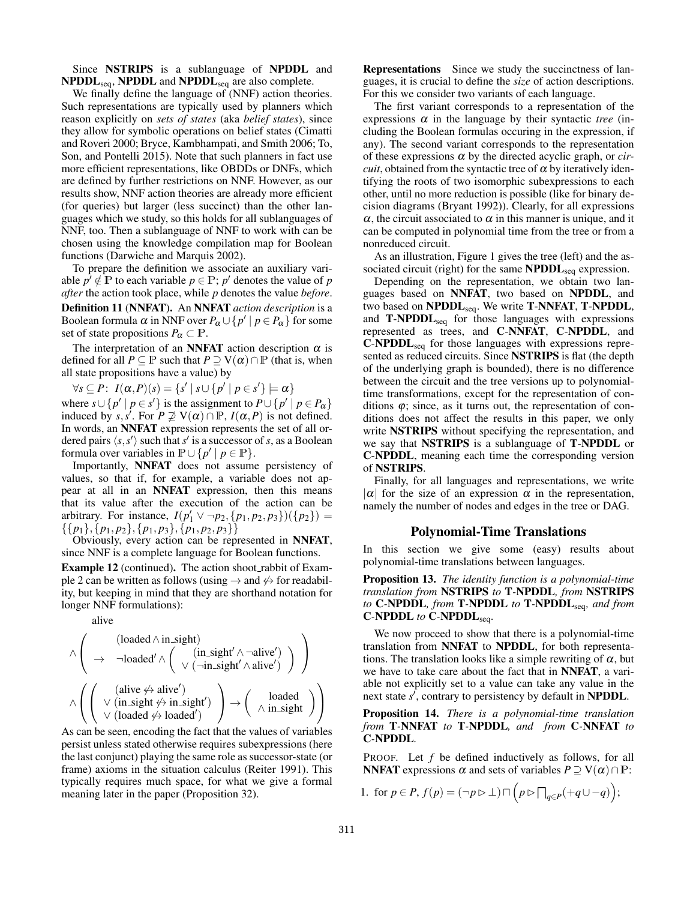Since **NSTRIPS** is a sublanguage of **NPDDL** and $\mathbf{NPDDL}_{\text{seq}}$, **NPDDL** and $\mathbf{NPDDL}_{\text{seq}}$ are also complete.

We finally define the language of (NNF) action theories. Such representations are typically used by planners which reason explicitly on *sets of states* (aka *belief states*), since they allow for symbolic operations on belief states (Cimatti and Roveri 2000; Bryce, Kambhampati, and Smith 2006; To, Son, and Pontelli 2015). Note that such planners in fact use more efficient representations, like OBDDs or DNFs, which are defined by further restrictions on NNF. However, as our results show, NNF action theories are already more efficient (for queries) but larger (less succinct) than the other languages which we study, so this holds for all sublanguages of NNF, too. Then a sublanguage of NNF to work with can be chosen using the knowledge compilation map for Boolean functions (Darwiche and Marquis 2002).

To prepare the definition we associate an auxiliary variable $p' \notin \mathbb{P}$ to each variable $p \in \mathbb{P}$; $p'$ denotes the value of $p$ *after* the action took place, while $p$ denotes the value *before*.

**Definition 11 (NNFAT).** An **NNFAT** *action description* is a Boolean formula $\alpha$ in NNF over $P_\alpha \cup \{p' \mid p \in P_\alpha\}$ for some set of state propositions $P_\alpha \subset \mathbb{P}$.

The interpretation of an **NNFAT** action description $\alpha$ is defined for all $P \subseteq \mathbb{P}$ such that $P \supseteq \mathrm{V}(\alpha) \cap \mathbb{P}$ (that is, when all state propositions have a value) by

$$\forall s \subseteq P\colon\ I(\alpha, P)(s) = \{s' \mid s \cup \{p' \mid p \in s'\} \models \alpha\}$$

where $s \cup \{p' \mid p \in s'\}$ is the assignment to $P \cup \{p' \mid p \in P_\alpha\}$ induced by $s, s'$. For $P \not\supseteq \mathrm{V}(\alpha) \cap \mathbb{P}$, $I(\alpha, P)$ is not defined. In words, an **NNFAT** expression represents the set of all ordered pairs $\langle s, s' \rangle$ such that $s'$ is a successor of $s$, as a Boolean formula over variables in $\mathbb{P} \cup \{p' \mid p \in \mathbb{P}\}$.

Importantly, **NNFAT** does not assume persistency of values, so that if, for example, a variable does not appear at all in an **NNFAT** expression, then this means that its value after the execution of the action can be arbitrary. For instance, $I(p_1' \vee \neg p_2, \{p_1, p_2, p_3\})(\{p_2\}) = \{\{p_1\}, \{p_1, p_2\}, \{p_1, p_3\}, \{p_1, p_2, p_3\}\}$

Obviously, every action can be represented in **NNFAT**, since NNF is a complete language for Boolean functions.

**Example 12 (continued).** The action shoot_rabbit of Example 2 can be written as follows (using $\rightarrow$ and $\not\leftrightarrow$ for readability, but keeping in mind that they are shorthand notation for longer NNF formulations):

$$
\begin{array}{l}
\text{alive} \\
\wedge \left( \begin{array}{c} (\text{loaded} \wedge \text{in\_sight}) \\ \rightarrow \quad \neg\text{loaded}' \wedge \left( \begin{array}{c} (\text{in\_sight}' \wedge \neg\text{alive}') \\ \vee (\neg\text{in\_sight}' \wedge \text{alive}') \end{array} \right) \end{array} \right) \\
\wedge \left( \left( \begin{array}{c} (\text{alive} \not\leftrightarrow \text{alive}') \\ \vee (\text{in\_sight} \not\leftrightarrow \text{in\_sight}') \\ \vee (\text{loaded} \not\leftrightarrow \text{loaded}') \end{array} \right) \rightarrow \left( \begin{array}{c} \text{loaded} \\ \wedge\ \text{in\_sight} \end{array} \right) \right)
\end{array}
$$

As can be seen, encoding the fact that the values of variables persist unless stated otherwise requires subexpressions (here the last conjunct) playing the same role as successor-state (or frame) axioms in the situation calculus (Reiter 1991). This typically requires much space, for what we give a formal meaning later in the paper (Proposition 32).

**Representations** Since we study the succinctness of languages, it is crucial to define the *size* of action descriptions. For this we consider two variants of each language.

The first variant corresponds to a representation of the expressions $\alpha$ in the language by their syntactic *tree* (including the Boolean formulas occuring in the expression, if any). The second variant corresponds to the representation of these expressions $\alpha$ by the directed acyclic graph, or *circuit*, obtained from the syntactic tree of $\alpha$ by iteratively identifying the roots of two isomorphic subexpressions to each other, until no more reduction is possible (like for binary decision diagrams (Bryant 1992)). Clearly, for all expressions $\alpha$, the circuit associated to $\alpha$ in this manner is unique, and it can be computed in polynomial time from the tree or from a nonreduced circuit.

As an illustration, Figure 1 gives the tree (left) and the associated circuit (right) for the same $\mathbf{NPDDL}_{\text{seq}}$ expression.

Depending on the representation, we obtain two languages based on **NNFAT**, two based on **NPDDL**, and two based on $\mathbf{NPDDL}_{\text{seq}}$. We write **T-NNFAT**, **T-NPDDL**, and $\mathbf{T\text{-}NPDDL}_{\text{seq}}$ for those languages with expressions represented as trees, and **C-NNFAT**, **C-NPDDL**, and $\mathbf{C\text{-}NPDDL}_{\text{seq}}$ for those languages with expressions represented as reduced circuits. Since **NSTRIPS** is flat (the depth of the underlying graph is bounded), there is no difference between the circuit and the tree versions up to polynomial-time transformations, except for the representation of conditions $\varphi$; since, as it turns out, the representation of conditions does not affect the results in this paper, we only write **NSTRIPS** without specifying the representation, and we say that **NSTRIPS** is a sublanguage of **T-NPDDL** or **C-NPDDL**, meaning each time the corresponding version of **NSTRIPS**.

Finally, for all languages and representations, we write $|\alpha|$ for the size of an expression $\alpha$ in the representation, namely the number of nodes and edges in the tree or DAG.

## Polynomial-Time Translations

In this section we give some (easy) results about polynomial-time translations between languages.

**Proposition 13.** *The identity function is a polynomial-time translation from* **NSTRIPS** *to* **T-NPDDL**, *from* **NSTRIPS** *to* **C-NPDDL**, *from* **T-NPDDL** *to* $\mathbf{T\text{-}NPDDL}_{\text{seq}}$, *and from* **C-NPDDL** *to* $\mathbf{C\text{-}NPDDL}_{\text{seq}}$.

We now proceed to show that there is a polynomial-time translation from **NNFAT** to **NPDDL**, for both representations. The translation looks like a simple rewriting of $\alpha$, but we have to take care about the fact that in **NNFAT**, a variable not explicitly set to a value can take any value in the next state $s'$, contrary to persistency by default in **NPDDL**.

**Proposition 14.** *There is a polynomial-time translation from* **T-NNFAT** *to* **T-NPDDL**, *and from* **C-NNFAT** *to* **C-NPDDL**.

PROOF. Let $f$ be defined inductively as follows, for all **NNFAT** expressions $\alpha$ and sets of variables $P \supseteq \mathrm{V}(\alpha) \cap \mathbb{P}$:

1. for $p \in P$, $f(p) = (\neg p \rhd \bot) \sqcap \left(p \rhd \bigsqcap_{q \in P}(+q \cup -q)\right)$;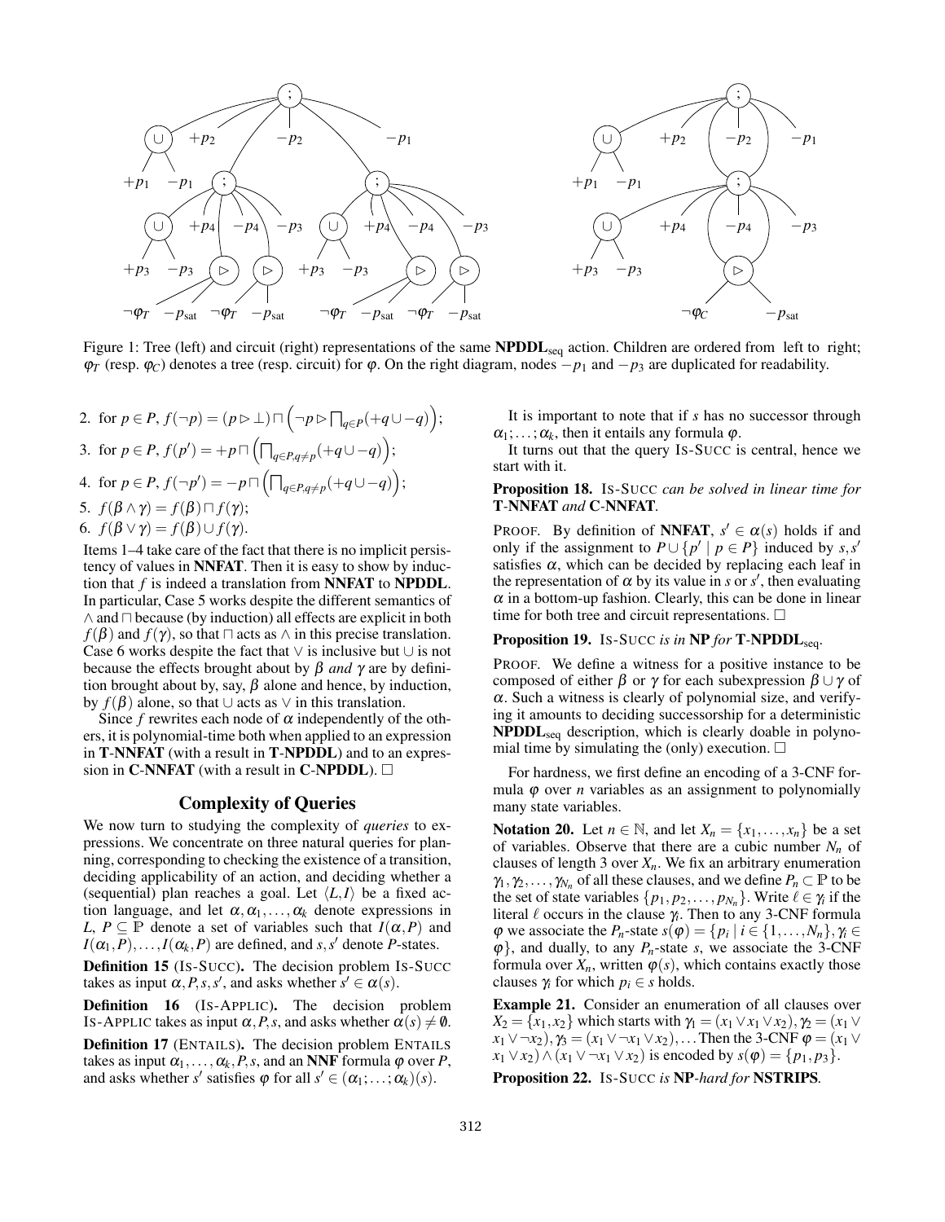Figure 1: Tree (left) and circuit (right) representations of the same $\mathbf{NPDDL}_{\text{seq}}$ action. Children are ordered from left to right; $\varphi_T$ (resp. $\varphi_C$) denotes a tree (resp. circuit) for $\varphi$. On the right diagram, nodes $-p_1$ and $-p_3$ are duplicated for readability.

2. for $p \in P$, $f(\neg p) = (p \rhd \bot) \sqcap \left(\neg p \rhd \prod_{q \in P}(+q \cup -q)\right)$;
3. for $p \in P$, $f(p') = +p \sqcap \left(\prod_{q \in P, q \neq p}(+q \cup -q)\right)$;
4. for $p \in P$, $f(\neg p') = -p \sqcap \left(\prod_{q \in P, q \neq p}(+q \cup -q)\right)$;
5. $f(\beta \wedge \gamma) = f(\beta) \sqcap f(\gamma)$;
6. $f(\beta \vee \gamma) = f(\beta) \cup f(\gamma)$.

Items 1–4 take care of the fact that there is no implicit persistency of values in **NNFAT**. Then it is easy to show by induction that $f$ is indeed a translation from **NNFAT** to **NPDDL**. In particular, Case 5 works despite the different semantics of $\wedge$ and $\sqcap$ because (by induction) all effects are explicit in both $f(\beta)$ and $f(\gamma)$, so that $\sqcap$ acts as $\wedge$ in this precise translation. Case 6 works despite the fact that $\vee$ is inclusive but $\cup$ is not because the effects brought about by $\beta$ *and* $\gamma$ are by definition brought about by, say, $\beta$ alone and hence, by induction, by $f(\beta)$ alone, so that $\cup$ acts as $\vee$ in this translation.

Since $f$ rewrites each node of $\alpha$ independently of the others, it is polynomial-time both when applied to an expression in **T-NNFAT** (with a result in **T-NPDDL**) and to an expression in **C-NNFAT** (with a result in **C-NPDDL**). $\square$

## Complexity of Queries

We now turn to studying the complexity of *queries* to expressions. We concentrate on three natural queries for planning, corresponding to checking the existence of a transition, deciding applicability of an action, and deciding whether a (sequential) plan reaches a goal. Let $\langle L, I\rangle$ be a fixed action language, and let $\alpha, \alpha_1, \ldots, \alpha_k$ denote expressions in $L$, $P \subseteq \mathbb{P}$ denote a set of variables such that $I(\alpha, P)$ and $I(\alpha_1, P), \ldots, I(\alpha_k, P)$ are defined, and $s, s'$ denote $P$-states.

**Definition 15** (IS-SUCC)**.** The decision problem IS-SUCC takes as input $\alpha, P, s, s'$, and asks whether $s' \in \alpha(s)$.

**Definition 16** (IS-APPLIC)**.** The decision problem IS-APPLIC takes as input $\alpha, P, s$, and asks whether $\alpha(s) \neq \emptyset$.

**Definition 17** (ENTAILS)**.** The decision problem ENTAILS takes as input $\alpha_1, \ldots, \alpha_k, P, s$, and an **NNF** formula $\varphi$ over $P$, and asks whether $s'$ satisfies $\varphi$ for all $s' \in (\alpha_1; \ldots; \alpha_k)(s)$.

It is important to note that if $s$ has no successor through $\alpha_1; \ldots; \alpha_k$, then it entails any formula $\varphi$.

It turns out that the query IS-SUCC is central, hence we start with it.

**Proposition 18.** *IS-SUCC can be solved in linear time for* **T-NNFAT** *and* **C-NNFAT**.

PROOF. By definition of **NNFAT**, $s' \in \alpha(s)$ holds if and only if the assignment to $P \cup \{p' \mid p \in P\}$ induced by $s, s'$ satisfies $\alpha$, which can be decided by replacing each leaf in the representation of $\alpha$ by its value in $s$ or $s'$, then evaluating $\alpha$ in a bottom-up fashion. Clearly, this can be done in linear time for both tree and circuit representations. $\square$

**Proposition 19.** *IS-SUCC is in* **NP** *for* $\mathbf{T\text{-}NPDDL}_{\text{seq}}$.

PROOF. We define a witness for a positive instance to be composed of either $\beta$ or $\gamma$ for each subexpression $\beta \cup \gamma$ of $\alpha$. Such a witness is clearly of polynomial size, and verifying it amounts to deciding successorship for a deterministic $\mathbf{NPDDL}_{\text{seq}}$ description, which is clearly doable in polynomial time by simulating the (only) execution. $\square$

For hardness, we first define an encoding of a 3-CNF formula $\varphi$ over $n$ variables as an assignment to polynomially many state variables.

**Notation 20.** Let $n \in \mathbb{N}$, and let $X_n = \{x_1, \ldots, x_n\}$ be a set of variables. Observe that there are a cubic number $N_n$ of clauses of length 3 over $X_n$. We fix an arbitrary enumeration $\gamma_1, \gamma_2, \ldots, \gamma_{N_n}$ of all these clauses, and we define $P_n \subset \mathbb{P}$ to be the set of state variables $\{p_1, p_2, \ldots, p_{N_n}\}$. Write $\ell \in \gamma_i$ if the literal $\ell$ occurs in the clause $\gamma_i$. Then to any 3-CNF formula $\varphi$ we associate the $P_n$-state $s(\varphi) = \{p_i \mid i \in \{1, \ldots, N_n\}, \gamma_i \in \varphi\}$, and dually, to any $P_n$-state $s$, we associate the 3-CNF formula over $X_n$, written $\varphi(s)$, which contains exactly those clauses $\gamma_i$ for which $p_i \in s$ holds.

**Example 21.** Consider an enumeration of all clauses over $X_2 = \{x_1, x_2\}$ which starts with $\gamma_1 = (x_1 \vee x_1 \vee x_2)$, $\gamma_2 = (x_1 \vee x_1 \vee \neg x_2)$, $\gamma_3 = (x_1 \vee \neg x_1 \vee x_2)$, ... Then the 3-CNF $\varphi = (x_1 \vee x_1 \vee x_2) \wedge (x_1 \vee \neg x_1 \vee x_2)$ is encoded by $s(\varphi) = \{p_1, p_3\}$.

**Proposition 22.** *IS-SUCC is* **NP***-hard for* **NSTRIPS**.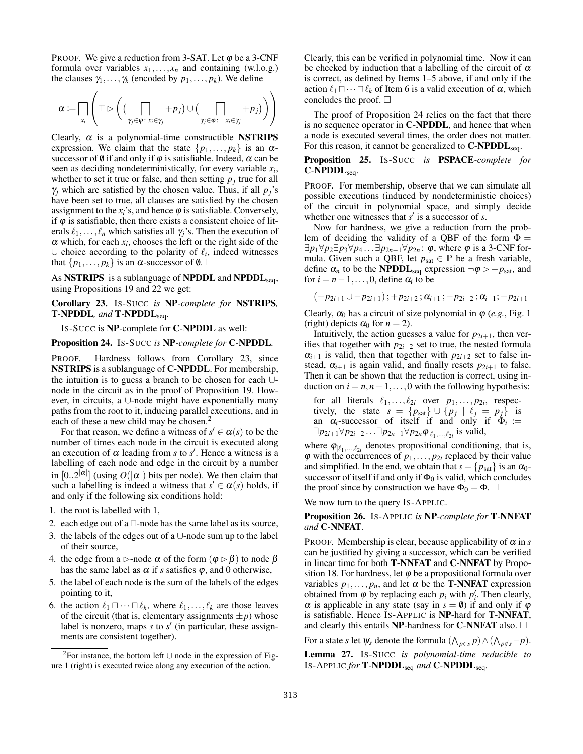PROOF. We give a reduction from 3-SAT. Let $\varphi$ be a 3-CNF formula over variables $x_1, \ldots, x_n$ and containing (w.l.o.g.) the clauses $\gamma_1, \ldots, \gamma_k$ (encoded by $p_1, \ldots, p_k$). We define

$$\alpha := \prod_{x_i} \left( \top \rhd \left( \big( \prod_{\gamma_j \in \varphi :\, x_i \in \gamma_j} +p_j \big) \cup \big( \prod_{\gamma_j \in \varphi :\, \neg x_i \in \gamma_j} +p_j \big) \right) \right)$$

Clearly, $\alpha$ is a polynomial-time constructible **NSTRIPS** expression. We claim that the state $\{p_1, \ldots, p_k\}$ is an $\alpha$-successor of $\emptyset$ if and only if $\varphi$ is satisfiable. Indeed, $\alpha$ can be seen as deciding nondeterministically, for every variable $x_i$, whether to set it true or false, and then setting $p_j$ true for all $\gamma_j$ which are satisfied by the chosen value. Thus, if all $p_j$'s have been set to true, all clauses are satisfied by the chosen assignment to the $x_i$'s, and hence $\varphi$ is satisfiable. Conversely, if $\varphi$ is satisfiable, then there exists a consistent choice of literals $\ell_1, \ldots, \ell_n$ which satisfies all $\gamma_j$'s. Then the execution of $\alpha$ which, for each $x_i$, chooses the left or the right side of the $\cup$ choice according to the polarity of $\ell_i$, indeed witnesses that $\{p_1, \ldots, p_k\}$ is an $\alpha$-successor of $\emptyset$. $\square$

As **NSTRIPS** is a sublanguage of **NPDDL** and **NPDDL**$_{\text{seq}}$, using Propositions 19 and 22 we get:

**Corollary 23.** *IS-SUCC is **NP**-complete for **NSTRIPS**, **T-NPDDL**, and **T-NPDDL**$_{\text{seq}}$.*

IS-SUCC is **NP**-complete for **C-NPDDL** as well:

**Proposition 24.** *IS-SUCC is **NP**-complete for **C-NPDDL**.*

PROOF. Hardness follows from Corollary 23, since **NSTRIPS** is a sublanguage of **C-NPDDL**. For membership, the intuition is to guess a branch to be chosen for each $\cup$-node in the circuit as in the proof of Proposition 19. However, in circuits, a $\cup$-node might have exponentially many paths from the root to it, inducing parallel executions, and in each of these a new child may be chosen.[2]

For that reason, we define a witness of $s' \in \alpha(s)$ to be the number of times each node in the circuit is executed along an execution of $\alpha$ leading from $s$ to $s'$. Hence a witness is a labelling of each node and edge in the circuit by a number in $[0..2^{|\alpha|}]$ (using $O(|\alpha|)$ bits per node). We then claim that such a labelling is indeed a witness that $s' \in \alpha(s)$ holds, if and only if the following six conditions hold:

1. the root is labelled with 1,
2. each edge out of a $\sqcap$-node has the same label as its source,
3. the labels of the edges out of a $\cup$-node sum up to the label of their source,
4. the edge from a $\rhd$-node $\alpha$ of the form $(\varphi \rhd \beta)$ to node $\beta$ has the same label as $\alpha$ if $s$ satisfies $\varphi$, and 0 otherwise,
5. the label of each node is the sum of the labels of the edges pointing to it,
6. the action $\ell_1 \sqcap \cdots \sqcap \ell_k$, where $\ell_1, \ldots, \ell_k$ are those leaves of the circuit (that is, elementary assignments $\pm p$) whose label is nonzero, maps $s$ to $s'$ (in particular, these assignments are consistent together).

[2] For instance, the bottom left $\cup$ node in the expression of Figure 1 (right) is executed twice along any execution of the action.

Clearly, this can be verified in polynomial time. Now it can be checked by induction that a labelling of the circuit of $\alpha$ is correct, as defined by Items 1–5 above, if and only if the action $\ell_1 \sqcap \cdots \sqcap \ell_k$ of Item 6 is a valid execution of $\alpha$, which concludes the proof. $\square$

The proof of Proposition 24 relies on the fact that there is no sequence operator in **C-NPDDL**, and hence that when a node is executed several times, the order does not matter. For this reason, it cannot be generalized to **C-NPDDL**$_{\text{seq}}$.

**Proposition 25.** *IS-SUCC is **PSPACE**-complete for **C-NPDDL**$_{\text{seq}}$.*

PROOF. For membership, observe that we can simulate all possible executions (induced by nondeterministic choices) of the circuit in polynomial space, and simply decide whether one witnesses that $s'$ is a successor of $s$.

Now for hardness, we give a reduction from the problem of deciding the validity of a QBF of the form $\Phi = \exists p_1 \forall p_2 \exists p_3 \forall p_4 \ldots \exists p_{2n-1} \forall p_{2n} \colon \varphi$, where $\varphi$ is a 3-CNF formula. Given such a QBF, let $p_{\text{sat}} \in \mathbb{P}$ be a fresh variable, define $\alpha_n$ to be the **NPDDL**$_{\text{seq}}$ expression $\neg\varphi \rhd -p_{\text{sat}}$, and for $i = n-1, \ldots, 0$, define $\alpha_i$ to be

$$(+p_{2i+1} \cup -p_{2i+1})\,;+p_{2i+2}\,;\alpha_{i+1}\,;-p_{2i+2}\,;\alpha_{i+1};-p_{2i+1}$$

Clearly, $\alpha_0$ has a circuit of size polynomial in $\varphi$ (*e.g.*, Fig. 1 (right) depicts $\alpha_0$ for $n = 2$).

Intuitively, the action guesses a value for $p_{2i+1}$, then verifies that together with $p_{2i+2}$ set to true, the nested formula $\alpha_{i+1}$ is valid, then that together with $p_{2i+2}$ set to false instead, $\alpha_{i+1}$ is again valid, and finally resets $p_{2i+1}$ to false. Then it can be shown that the reduction is correct, using induction on $i = n, n-1, \ldots, 0$ with the following hypothesis:

> for all literals $\ell_1, \ldots, \ell_{2i}$ over $p_1, \ldots, p_{2i}$, respectively, the state $s = \{p_{\text{sat}}\} \cup \{p_j \mid \ell_j = p_j\}$ is an $\alpha_i$-successor of itself if and only if $\Phi_i := \exists p_{2i+1} \forall p_{2i+2} \ldots \exists p_{2n-1} \forall p_{2n} \varphi_{|\ell_1,\ldots,\ell_{2i}}$ is valid,

where $\varphi_{|\ell_1,\ldots,\ell_{2i}}$ denotes propositional conditioning, that is, $\varphi$ with the occurrences of $p_1, \ldots, p_{2i}$ replaced by their value and simplified. In the end, we obtain that $s = \{p_{\text{sat}}\}$ is an $\alpha_0$-successor of itself if and only if $\Phi_0$ is valid, which concludes the proof since by construction we have $\Phi_0 = \Phi$. $\square$

We now turn to the query IS-APPLIC.

**Proposition 26.** *IS-APPLIC is **NP**-complete for **T-NNFAT** and **C-NNFAT**.*

PROOF. Membership is clear, because applicability of $\alpha$ in $s$ can be justified by giving a successor, which can be verified in linear time for both **T-NNFAT** and **C-NNFAT** by Proposition 18. For hardness, let $\varphi$ be a propositional formula over variables $p_1, \ldots, p_n$, and let $\alpha$ be the **T-NNFAT** expression obtained from $\varphi$ by replacing each $p_i$ with $p_i'$. Then clearly, $\alpha$ is applicable in any state (say in $s = \emptyset$) if and only if $\varphi$ is satisfiable. Hence IS-APPLIC is **NP**-hard for **T-NNFAT**, and clearly this entails **NP**-hardness for **C-NNFAT** also. $\square$

For a state $s$ let $\psi_s$ denote the formula $(\bigwedge_{p \in s} p) \wedge (\bigwedge_{p \notin s} \neg p)$.

**Lemma 27.** *IS-SUCC is polynomial-time reducible to IS-APPLIC for **T-NPDDL**$_{\text{seq}}$ and **C-NPDDL**$_{\text{seq}}$.*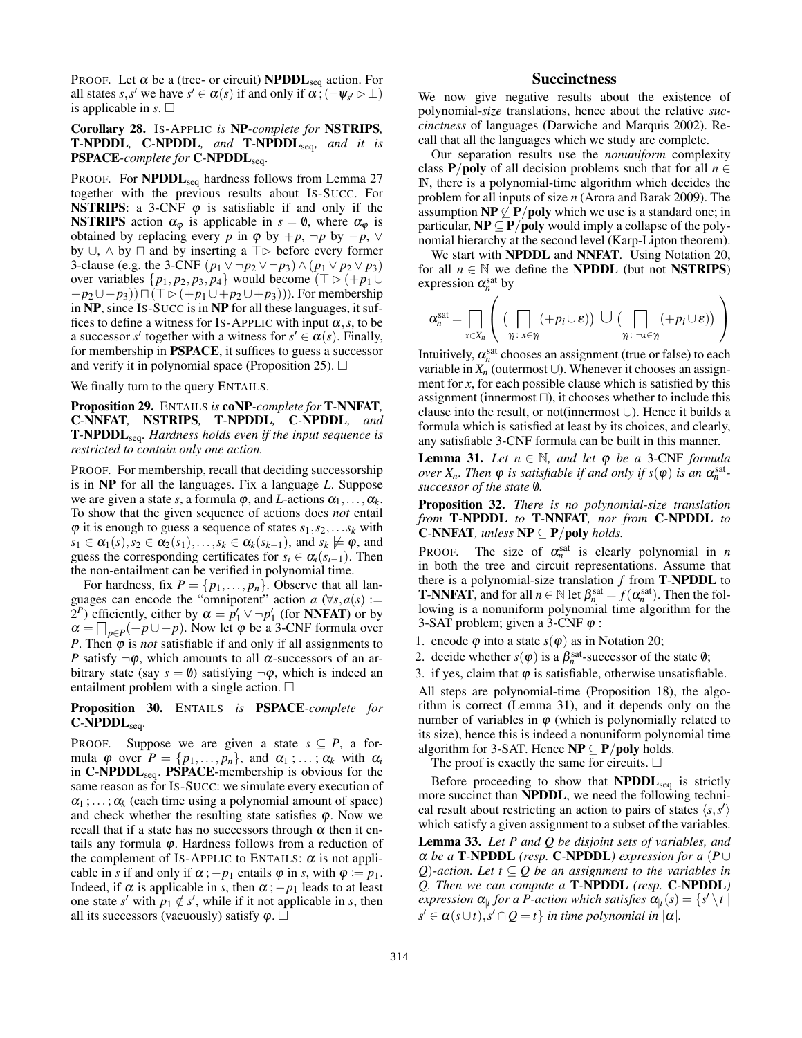PROOF. Let $\alpha$ be a (tree- or circuit) **NPDDL**$_{\text{seq}}$ action. For all states $s,s'$ we have $s' \in \alpha(s)$ if and only if $\alpha\,;(\neg\psi_{s'} \rhd \bot)$ is applicable in $s$. $\square$

**Corollary 28.** IS-APPLIC *is* **NP**-*complete for* **NSTRIPS**, **T-NPDDL**, **C-NPDDL**, *and* **T-NPDDL**$_{\text{seq}}$, *and it is* **PSPACE**-*complete for* **C-NPDDL**$_{\text{seq}}$.

PROOF. For **NPDDL**$_{\text{seq}}$ hardness follows from Lemma 27 together with the previous results about IS-SUCC. For **NSTRIPS**: a 3-CNF $\varphi$ is satisfiable if and only if the **NSTRIPS** action $\alpha_\varphi$ is applicable in $s = \emptyset$, where $\alpha_\varphi$ is obtained by replacing every $p$ in $\varphi$ by $+p$, $\neg p$ by $-p$, $\vee$ by $\cup$, $\wedge$ by $\sqcap$ and by inserting a $\top \rhd$ before every former 3-clause (e.g. the 3-CNF $(p_1 \vee \neg p_2 \vee \neg p_3) \wedge (p_1 \vee p_2 \vee p_3)$ over variables $\{p_1, p_2, p_3, p_4\}$ would become $(\top \rhd (+p_1 \cup -p_2 \cup -p_3)) \sqcap (\top \rhd (+p_1 \cup +p_2 \cup +p_3))$). For membership in **NP**, since IS-SUCC is in **NP** for all these languages, it suffices to define a witness for IS-APPLIC with input $\alpha, s$, to be a successor $s'$ together with a witness for $s' \in \alpha(s)$. Finally, for membership in **PSPACE**, it suffices to guess a successor and verify it in polynomial space (Proposition 25). $\square$

We finally turn to the query ENTAILS.

**Proposition 29.** ENTAILS *is* **coNP**-*complete for* **T-NNFAT**, **C-NNFAT**, **NSTRIPS**, **T-NPDDL**, **C-NPDDL**, *and* **T-NPDDL**$_{\text{seq}}$. *Hardness holds even if the input sequence is restricted to contain only one action.*

PROOF. For membership, recall that deciding successorship is in **NP** for all the languages. Fix a language $L$. Suppose we are given a state $s$, a formula $\varphi$, and $L$-actions $\alpha_1, \ldots, \alpha_k$. To show that the given sequence of actions does *not* entail $\varphi$ it is enough to guess a sequence of states $s_1, s_2, \ldots s_k$ with $s_1 \in \alpha_1(s), s_2 \in \alpha_2(s_1), \ldots, s_k \in \alpha_k(s_{k-1})$, and $s_k \not\models \varphi$, and guess the corresponding certificates for $s_i \in \alpha_i(s_{i-1})$. Then the non-entailment can be verified in polynomial time.

For hardness, fix $P = \{p_1, \ldots, p_n\}$. Observe that all languages can encode the "omnipotent" action $a$ ($\forall s, a(s) := 2^P$) efficiently, either by $\alpha = p_1' \vee \neg p_1'$ (for **NNFAT**) or by $\alpha = \prod_{p \in P}(+p \cup -p)$. Now let $\varphi$ be a 3-CNF formula over $P$. Then $\varphi$ is *not* satisfiable if and only if all assignments to $P$ satisfy $\neg\varphi$, which amounts to all $\alpha$-successors of an arbitrary state (say $s = \emptyset$) satisfying $\neg\varphi$, which is indeed an entailment problem with a single action. $\square$

**Proposition 30.** ENTAILS *is* **PSPACE**-*complete for* **C-NPDDL**$_{\text{seq}}$.

PROOF. Suppose we are given a state $s \subseteq P$, a formula $\varphi$ over $P = \{p_1, \ldots, p_n\}$, and $\alpha_1\,; \ldots; \alpha_k$ with $\alpha_i$ in **C-NPDDL**$_{\text{seq}}$. **PSPACE**-membership is obvious for the same reason as for IS-SUCC: we simulate every execution of $\alpha_1\,; \ldots; \alpha_k$ (each time using a polynomial amount of space) and check whether the resulting state satisfies $\varphi$. Now we recall that if a state has no successors through $\alpha$ then it entails any formula $\varphi$. Hardness follows from a reduction of the complement of IS-APPLIC to ENTAILS: $\alpha$ is not applicable in $s$ if and only if $\alpha\,; -p_1$ entails $\varphi$ in $s$, with $\varphi := p_1$. Indeed, if $\alpha$ is applicable in $s$, then $\alpha\,; -p_1$ leads to at least one state $s'$ with $p_1 \notin s'$, while if it not applicable in $s$, then all its successors (vacuously) satisfy $\varphi$. $\square$

## Succinctness

We now give negative results about the existence of polynomial-*size* translations, hence about the relative *succinctness* of languages (Darwiche and Marquis 2002). Recall that all the languages which we study are complete.

Our separation results use the *nonuniform* complexity class **P/poly** of all decision problems such that for all $n \in \mathbb{N}$, there is a polynomial-time algorithm which decides the problem for all inputs of size $n$ (Arora and Barak 2009). The assumption $\mathbf{NP} \not\subseteq \mathbf{P/poly}$ which we use is a standard one; in particular, $\mathbf{NP} \subseteq \mathbf{P/poly}$ would imply a collapse of the polynomial hierarchy at the second level (Karp-Lipton theorem).

We start with **NPDDL** and **NNFAT**. Using Notation 20, for all $n \in \mathbb{N}$ we define the **NPDDL** (but not **NSTRIPS**) expression $\alpha_n^{\text{sat}}$ by

$$\alpha_n^{\text{sat}} = \prod_{x \in X_n} \left( \big( \prod_{\gamma_i :\, x \in \gamma_i} (+p_i \cup \varepsilon) \big) \cup \big( \prod_{\gamma_i :\, \neg x \in \gamma_i} (+p_i \cup \varepsilon) \big) \right)$$

Intuitively, $\alpha_n^{\text{sat}}$ chooses an assignment (true or false) to each variable in $X_n$ (outermost $\cup$). Whenever it chooses an assignment for $x$, for each possible clause which is satisfied by this assignment (innermost $\sqcap$), it chooses whether to include this clause into the result, or not(innermost $\cup$). Hence it builds a formula which is satisfied at least by its choices, and clearly, any satisfiable 3-CNF formula can be built in this manner.

**Lemma 31.** *Let $n \in \mathbb{N}$, and let $\varphi$ be a 3-CNF formula over $X_n$. Then $\varphi$ is satisfiable if and only if $s(\varphi)$ is an $\alpha_n^{\text{sat}}$-successor of the state $\emptyset$.*

**Proposition 32.** *There is no polynomial-size translation from* **T-NPDDL** *to* **T-NNFAT**, *nor from* **C-NPDDL** *to* **C-NNFAT**, *unless* $\mathbf{NP} \subseteq \mathbf{P/poly}$ *holds.*

PROOF. The size of $\alpha_n^{\text{sat}}$ is clearly polynomial in $n$ in both the tree and circuit representations. Assume that there is a polynomial-size translation $f$ from **T-NPDDL** to **T-NNFAT**, and for all $n \in \mathbb{N}$ let $\beta_n^{\text{sat}} = f(\alpha_n^{\text{sat}})$. Then the following is a nonuniform polynomial time algorithm for the 3-SAT problem; given a 3-CNF $\varphi$ :

1. encode $\varphi$ into a state $s(\varphi)$ as in Notation 20;
2. decide whether $s(\varphi)$ is a $\beta_n^{\text{sat}}$-successor of the state $\emptyset$;
3. if yes, claim that $\varphi$ is satisfiable, otherwise unsatisfiable.

All steps are polynomial-time (Proposition 18), the algorithm is correct (Lemma 31), and it depends only on the number of variables in $\varphi$ (which is polynomially related to its size), hence this is indeed a nonuniform polynomial time algorithm for 3-SAT. Hence $\mathbf{NP} \subseteq \mathbf{P/poly}$ holds.

The proof is exactly the same for circuits. $\square$

Before proceeding to show that **NPDDL**$_{\text{seq}}$ is strictly more succinct than **NPDDL**, we need the following technical result about restricting an action to pairs of states $\langle s, s' \rangle$ which satisfy a given assignment to a subset of the variables.

**Lemma 33.** *Let $P$ and $Q$ be disjoint sets of variables, and $\alpha$ be a* **T-NPDDL** *(resp.* **C-NPDDL***) expression for a ($P \cup Q$)-action. Let $t \subseteq Q$ be an assignment to the variables in $Q$. Then we can compute a* **T-NPDDL** *(resp.* **C-NPDDL***) expression $\alpha_{|t}$ for a $P$-action which satisfies $\alpha_{|t}(s) = \{s' \setminus t \mid s' \in \alpha(s \cup t), s' \cap Q = t\}$ in time polynomial in $|\alpha|$.*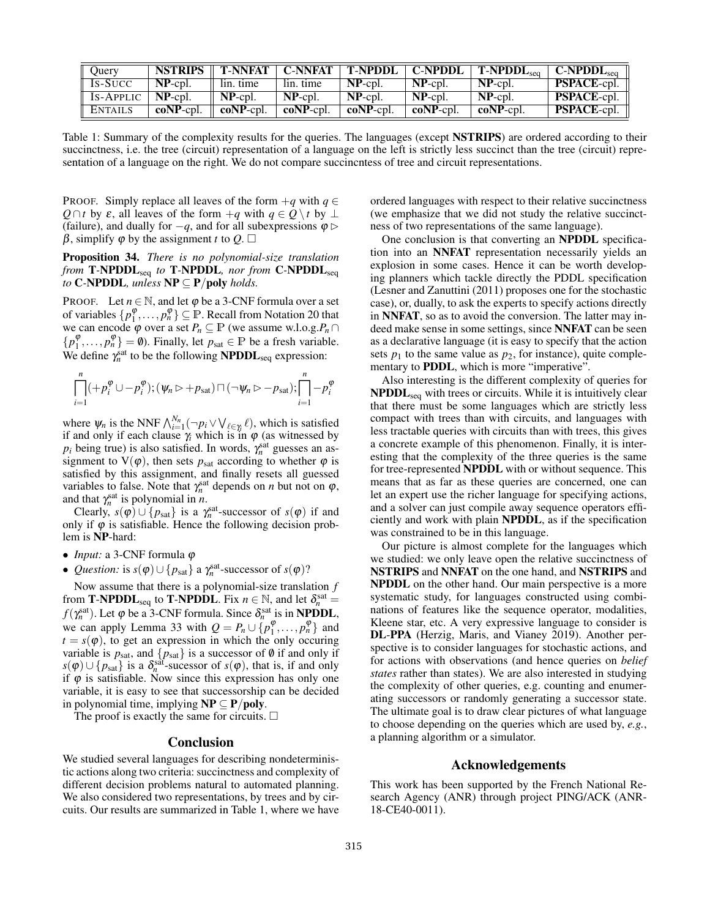| Query | **NSTRIPS** | **T-NNFAT** | **C-NNFAT** | **T-NPDDL** | **C-NPDDL** | **T-NPDDL**$_{\text{seq}}$ | **C-NPDDL**$_{\text{seq}}$ |
|---|---|---|---|---|---|---|---|
| IS-SUCC | **NP**-cpl. | lin. time | lin. time | **NP**-cpl. | **NP**-cpl. | **NP**-cpl. | **PSPACE**-cpl. |
| IS-APPLIC | **NP**-cpl. | **NP**-cpl. | **NP**-cpl. | **NP**-cpl. | **NP**-cpl. | **NP**-cpl. | **PSPACE**-cpl. |
| ENTAILS | **coNP**-cpl. | **coNP**-cpl. | **coNP**-cpl. | **coNP**-cpl. | **coNP**-cpl. | **coNP**-cpl. | **PSPACE**-cpl. |

Table 1: Summary of the complexity results for the queries. The languages (except **NSTRIPS**) are ordered according to their succinctness, i.e. the tree (circuit) representation of a language on the left is strictly less succinct than the tree (circuit) representation of a language on the right. We do not compare succincntess of tree and circuit representations.

PROOF. Simply replace all leaves of the form $+q$ with $q \in Q \cap t$ by $\varepsilon$, all leaves of the form $+q$ with $q \in Q \setminus t$ by $\perp$ (failure), and dually for $-q$, and for all subexpressions $\varphi \rhd \beta$, simplify $\varphi$ by the assignment $t$ to $Q$. □

**Proposition 34.** *There is no polynomial-size translation from* **T-NPDDL**$_{\text{seq}}$ *to* **T-NPDDL***, nor from* **C-NPDDL**$_{\text{seq}}$ *to* **C-NPDDL***, unless* $\mathbf{NP} \subseteq \mathbf{P}/\mathbf{poly}$ *holds.*

PROOF. Let $n \in \mathbb{N}$, and let $\varphi$ be a 3-CNF formula over a set of variables $\{p_1^\varphi, \ldots, p_n^\varphi\} \subseteq \mathbb{P}$. Recall from Notation 20 that we can encode $\varphi$ over a set $P_n \subseteq \mathbb{P}$ (we assume w.l.o.g. $P_n \cap \{p_1^\varphi, \ldots, p_n^\varphi\} = \emptyset$). Finally, let $p_{\text{sat}} \in \mathbb{P}$ be a fresh variable. We define $\gamma_n^{\text{sat}}$ to be the following **NPDDL**$_{\text{seq}}$ expression:

$$\prod_{i=1}^{n}(+p_i^\varphi \cup -p_i^\varphi);(\psi_n \rhd +p_{\text{sat}}) \sqcap (\neg\psi_n \rhd -p_{\text{sat}});\prod_{i=1}^{n} -p_i^\varphi$$

where $\psi_n$ is the NNF $\bigwedge_{i=1}^{N_n}(\neg p_i \vee \bigvee_{\ell \in \gamma_i} \ell)$, which is satisfied if and only if each clause $\gamma_i$ which is in $\varphi$ (as witnessed by $p_i$ being true) is also satisfied. In words, $\gamma_n^{\text{sat}}$ guesses an assignment to $V(\varphi)$, then sets $p_{\text{sat}}$ according to whether $\varphi$ is satisfied by this assignment, and finally resets all guessed variables to false. Note that $\gamma_n^{\text{sat}}$ depends on $n$ but not on $\varphi$, and that $\gamma_n^{\text{sat}}$ is polynomial in $n$.

Clearly, $s(\varphi) \cup \{p_{\text{sat}}\}$ is a $\gamma_n^{\text{sat}}$-successor of $s(\varphi)$ if and only if $\varphi$ is satisfiable. Hence the following decision problem is **NP**-hard:

- *Input:* a 3-CNF formula $\varphi$
- *Question:* is $s(\varphi) \cup \{p_{\text{sat}}\}$ a $\gamma_n^{\text{sat}}$-successor of $s(\varphi)$?

Now assume that there is a polynomial-size translation $f$ from **T-NPDDL**$_{\text{seq}}$ to **T-NPDDL**. Fix $n \in \mathbb{N}$, and let $\delta_n^{\text{sat}} = f(\gamma_n^{\text{sat}})$. Let $\varphi$ be a 3-CNF formula. Since $\delta_n^{\text{sat}}$ is in **NPDDL**, we can apply Lemma 33 with $Q = P_n \cup \{p_1^\varphi, \ldots, p_n^\varphi\}$ and $t = s(\varphi)$, to get an expression in which the only occuring variable is $p_{\text{sat}}$, and $\{p_{\text{sat}}\}$ is a successor of $\emptyset$ if and only if $s(\varphi) \cup \{p_{\text{sat}}\}$ is a $\delta_n^{\text{sat}}$-sucessor of $s(\varphi)$, that is, if and only if $\varphi$ is satisfiable. Now since this expression has only one variable, it is easy to see that successorship can be decided in polynomial time, implying $\mathbf{NP} \subseteq \mathbf{P}/\mathbf{poly}$.

The proof is exactly the same for circuits. □

## Conclusion

We studied several languages for describing nondeterministic actions along two criteria: succinctness and complexity of different decision problems natural to automated planning. We also considered two representations, by trees and by circuits. Our results are summarized in Table 1, where we have ordered languages with respect to their relative succinctness (we emphasize that we did not study the relative succinctness of two representations of the same language).

One conclusion is that converting an **NPDDL** specification into an **NNFAT** representation necessarily yields an explosion in some cases. Hence it can be worth developing planners which tackle directly the PDDL specification (Lesner and Zanuttini (2011) proposes one for the stochastic case), or, dually, to ask the experts to specify actions directly in **NNFAT**, so as to avoid the conversion. The latter may indeed make sense in some settings, since **NNFAT** can be seen as a declarative language (it is easy to specify that the action sets $p_1$ to the same value as $p_2$, for instance), quite complementary to **PDDL**, which is more "imperative".

Also interesting is the different complexity of queries for **NPDDL**$_{\text{seq}}$ with trees or circuits. While it is intuitively clear that there must be some languages which are strictly less compact with trees than with circuits, and languages with less tractable queries with circuits than with trees, this gives a concrete example of this phenomenon. Finally, it is interesting that the complexity of the three queries is the same for tree-represented **NPDDL** with or without sequence. This means that as far as these queries are concerned, one can let an expert use the richer language for specifying actions, and a solver can just compile away sequence operators efficiently and work with plain **NPDDL**, as if the specification was constrained to be in this language.

Our picture is almost complete for the languages which we studied: we only leave open the relative succinctness of **NSTRIPS** and **NNFAT** on the one hand, and **NSTRIPS** and **NPDDL** on the other hand. Our main perspective is a more systematic study, for languages constructed using combinations of features like the sequence operator, modalities, Kleene star, etc. A very expressive language to consider is **DL-PPA** (Herzig, Maris, and Vianey 2019). Another perspective is to consider languages for stochastic actions, and for actions with observations (and hence queries on *belief states* rather than states). We are also interested in studying the complexity of other queries, e.g. counting and enumerating successors or randomly generating a successor state. The ultimate goal is to draw clear pictures of what language to choose depending on the queries which are used by, *e.g.*, a planning algorithm or a simulator.

## Acknowledgements

This work has been supported by the French National Research Agency (ANR) through project PING/ACK (ANR-18-CE40-0011).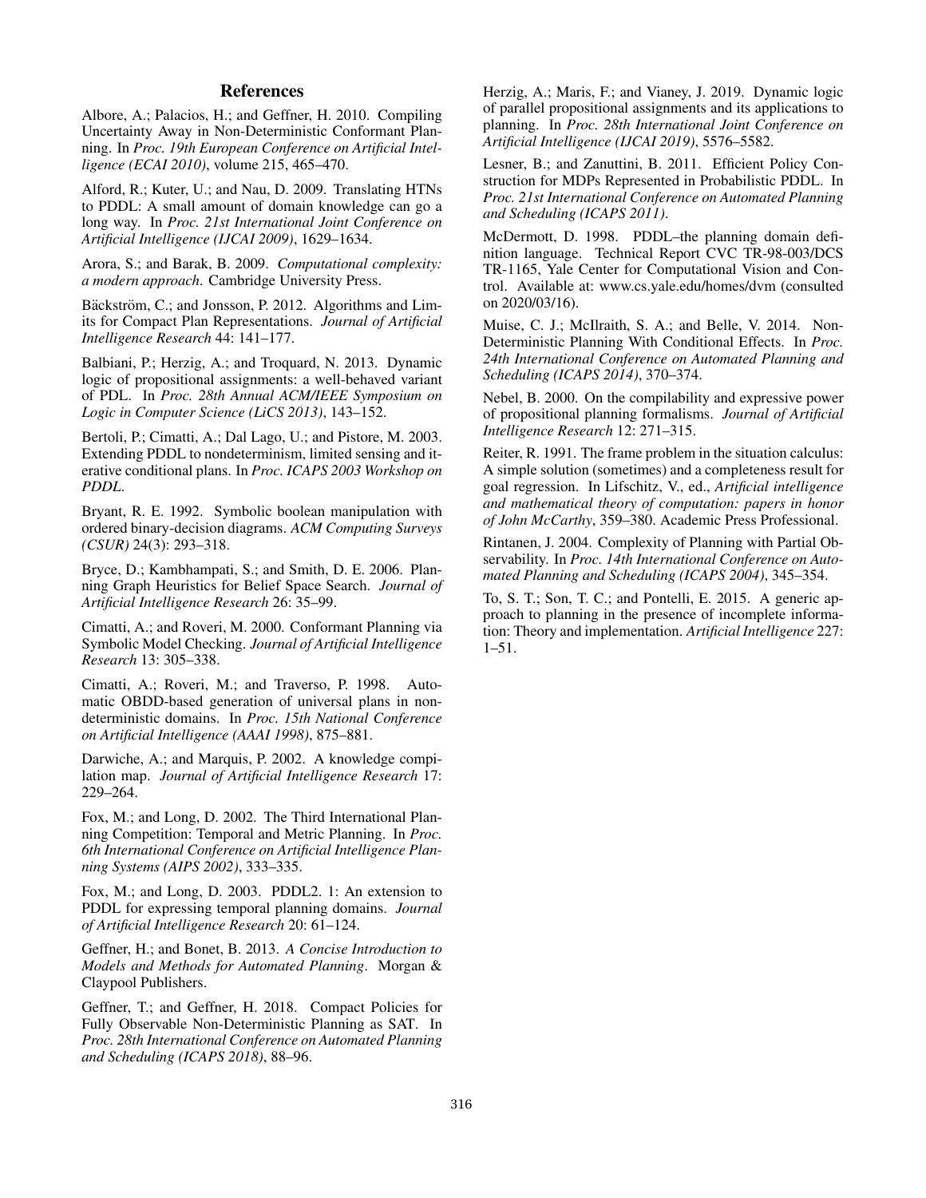## References

Albore, A.; Palacios, H.; and Geffner, H. 2010. Compiling Uncertainty Away in Non-Deterministic Conformant Planning. In *Proc. 19th European Conference on Artificial Intelligence (ECAI 2010)*, volume 215, 465–470.

Alford, R.; Kuter, U.; and Nau, D. 2009. Translating HTNs to PDDL: A small amount of domain knowledge can go a long way. In *Proc. 21st International Joint Conference on Artificial Intelligence (IJCAI 2009)*, 1629–1634.

Arora, S.; and Barak, B. 2009. *Computational complexity: a modern approach*. Cambridge University Press.

Bäckström, C.; and Jonsson, P. 2012. Algorithms and Limits for Compact Plan Representations. *Journal of Artificial Intelligence Research* 44: 141–177.

Balbiani, P.; Herzig, A.; and Troquard, N. 2013. Dynamic logic of propositional assignments: a well-behaved variant of PDL. In *Proc. 28th Annual ACM/IEEE Symposium on Logic in Computer Science (LiCS 2013)*, 143–152.

Bertoli, P.; Cimatti, A.; Dal Lago, U.; and Pistore, M. 2003. Extending PDDL to nondeterminism, limited sensing and iterative conditional plans. In *Proc. ICAPS 2003 Workshop on PDDL*.

Bryant, R. E. 1992. Symbolic boolean manipulation with ordered binary-decision diagrams. *ACM Computing Surveys (CSUR)* 24(3): 293–318.

Bryce, D.; Kambhampati, S.; and Smith, D. E. 2006. Planning Graph Heuristics for Belief Space Search. *Journal of Artificial Intelligence Research* 26: 35–99.

Cimatti, A.; and Roveri, M. 2000. Conformant Planning via Symbolic Model Checking. *Journal of Artificial Intelligence Research* 13: 305–338.

Cimatti, A.; Roveri, M.; and Traverso, P. 1998. Automatic OBDD-based generation of universal plans in nondeterministic domains. In *Proc. 15th National Conference on Artificial Intelligence (AAAI 1998)*, 875–881.

Darwiche, A.; and Marquis, P. 2002. A knowledge compilation map. *Journal of Artificial Intelligence Research* 17: 229–264.

Fox, M.; and Long, D. 2002. The Third International Planning Competition: Temporal and Metric Planning. In *Proc. 6th International Conference on Artificial Intelligence Planning Systems (AIPS 2002)*, 333–335.

Fox, M.; and Long, D. 2003. PDDL2. 1: An extension to PDDL for expressing temporal planning domains. *Journal of Artificial Intelligence Research* 20: 61–124.

Geffner, H.; and Bonet, B. 2013. *A Concise Introduction to Models and Methods for Automated Planning*. Morgan & Claypool Publishers.

Geffner, T.; and Geffner, H. 2018. Compact Policies for Fully Observable Non-Deterministic Planning as SAT. In *Proc. 28th International Conference on Automated Planning and Scheduling (ICAPS 2018)*, 88–96.

Herzig, A.; Maris, F.; and Vianey, J. 2019. Dynamic logic of parallel propositional assignments and its applications to planning. In *Proc. 28th International Joint Conference on Artificial Intelligence (IJCAI 2019)*, 5576–5582.

Lesner, B.; and Zanuttini, B. 2011. Efficient Policy Construction for MDPs Represented in Probabilistic PDDL. In *Proc. 21st International Conference on Automated Planning and Scheduling (ICAPS 2011)*.

McDermott, D. 1998. PDDL–the planning domain definition language. Technical Report CVC TR-98-003/DCS TR-1165, Yale Center for Computational Vision and Control. Available at: www.cs.yale.edu/homes/dvm (consulted on 2020/03/16).

Muise, C. J.; McIlraith, S. A.; and Belle, V. 2014. Non-Deterministic Planning With Conditional Effects. In *Proc. 24th International Conference on Automated Planning and Scheduling (ICAPS 2014)*, 370–374.

Nebel, B. 2000. On the compilability and expressive power of propositional planning formalisms. *Journal of Artificial Intelligence Research* 12: 271–315.

Reiter, R. 1991. The frame problem in the situation calculus: A simple solution (sometimes) and a completeness result for goal regression. In Lifschitz, V., ed., *Artificial intelligence and mathematical theory of computation: papers in honor of John McCarthy*, 359–380. Academic Press Professional.

Rintanen, J. 2004. Complexity of Planning with Partial Observability. In *Proc. 14th International Conference on Automated Planning and Scheduling (ICAPS 2004)*, 345–354.

To, S. T.; Son, T. C.; and Pontelli, E. 2015. A generic approach to planning in the presence of incomplete information: Theory and implementation. *Artificial Intelligence* 227: 1–51.